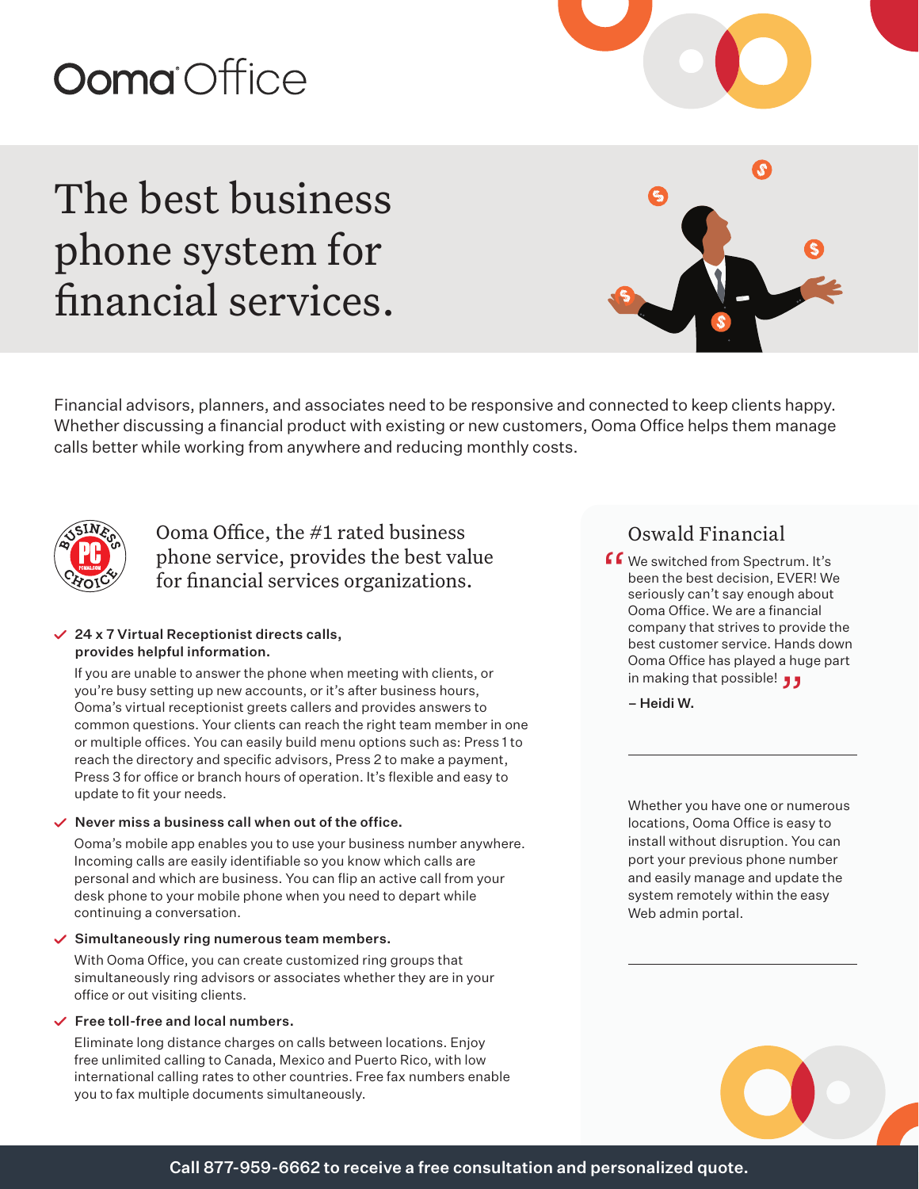# Ooma Office

# The best business phone system for financial services.

Financial advisors, planners, and associates need to be responsive and connected to keep clients happy. Whether discussing a financial product with existing or new customers, Ooma Office helps them manage calls better while working from anywhere and reducing monthly costs.

## Ooma Office, the #1 rated business phone service, provides the best value for financial services organizations.

- **24 x 7 Virtual Receptionist directs calls, provides helpful information.**

  If you are unable to answer the phone when meeting with clients, or you're busy setting up new accounts, or it's after business hours, Ooma's virtual receptionist greets callers and provides answers to common questions. Your clients can reach the right team member in one or multiple offices. You can easily build menu options such as: Press 1 to reach the directory and specific advisors, Press 2 to make a payment, Press 3 for office or branch hours of operation. It's flexible and easy to update to fit your needs.

- **Never miss a business call when out of the office.**

  Ooma's mobile app enables you to use your business number anywhere. Incoming calls are easily identifiable so you know which calls are personal and which are business. You can flip an active call from your desk phone to your mobile phone when you need to depart while continuing a conversation.

- **Simultaneously ring numerous team members.**

  With Ooma Office, you can create customized ring groups that simultaneously ring advisors or associates whether they are in your office or out visiting clients.

- **Free toll-free and local numbers.**

  Eliminate long distance charges on calls between locations. Enjoy free unlimited calling to Canada, Mexico and Puerto Rico, with low international calling rates to other countries. Free fax numbers enable you to fax multiple documents simultaneously.

### Oswald Financial

"We switched from Spectrum. It's been the best decision, EVER! We seriously can't say enough about Ooma Office. We are a financial company that strives to provide the best customer service. Hands down Ooma Office has played a huge part in making that possible!"

– **Heidi W.**

---

Whether you have one or numerous locations, Ooma Office is easy to install without disruption. You can port your previous phone number and easily manage and update the system remotely within the easy Web admin portal.

---

**Call 877-959-6662 to receive a free consultation and personalized quote.**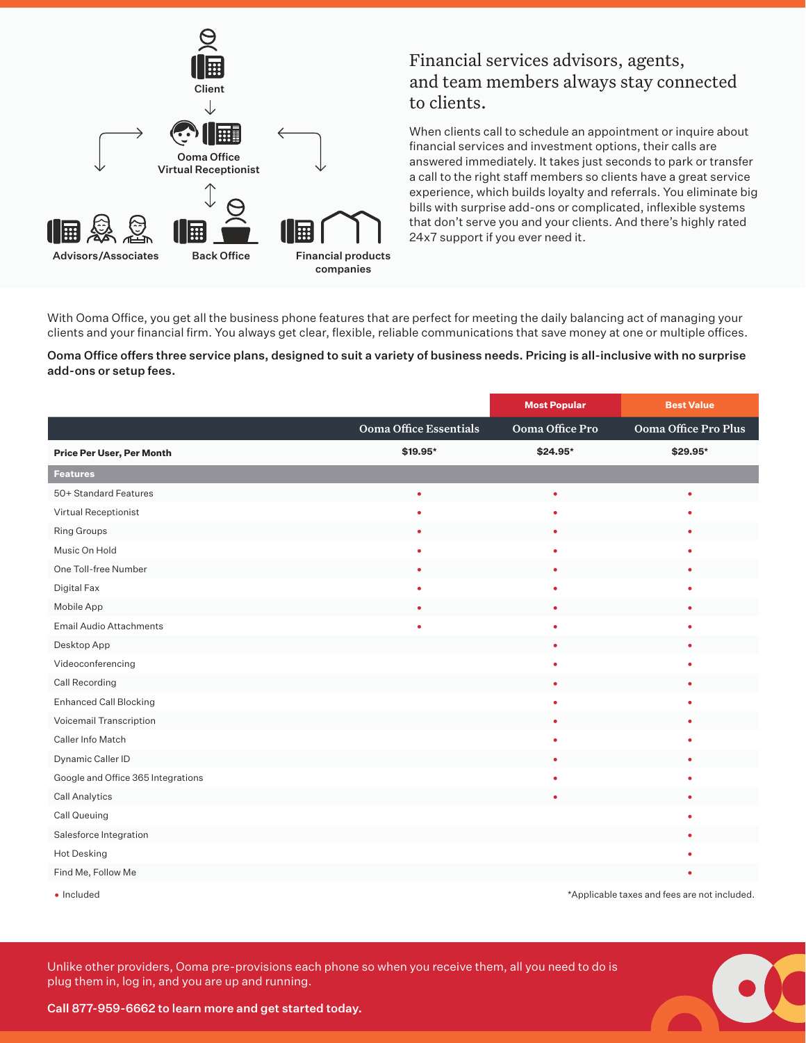Client

Ooma Office Virtual Receptionist

Advisors/Associates

Back Office

Financial products companies

## Financial services advisors, agents, and team members always stay connected to clients.

When clients call to schedule an appointment or inquire about financial services and investment options, their calls are answered immediately. It takes just seconds to park or transfer a call to the right staff members so clients have a great service experience, which builds loyalty and referrals. You eliminate big bills with surprise add-ons or complicated, inflexible systems that don't serve you and your clients. And there's highly rated 24x7 support if you ever need it.

With Ooma Office, you get all the business phone features that are perfect for meeting the daily balancing act of managing your clients and your financial firm. You always get clear, flexible, reliable communications that save money at one or multiple offices.

**Ooma Office offers three service plans, designed to suit a variety of business needs. Pricing is all-inclusive with no surprise add-ons or setup fees.**

| | | Most Popular | Best Value |
|---|---|---|---|
| | Ooma Office Essentials | Ooma Office Pro | Ooma Office Pro Plus |
| **Price Per User, Per Month** | **$19.95*** | **$24.95*** | **$29.95*** |
| **Features** | | | |
| 50+ Standard Features | • | • | • |
| Virtual Receptionist | • | • | • |
| Ring Groups | • | • | • |
| Music On Hold | • | • | • |
| One Toll-free Number | • | • | • |
| Digital Fax | • | • | • |
| Mobile App | • | • | • |
| Email Audio Attachments | • | • | • |
| Desktop App | | • | • |
| Videoconferencing | | • | • |
| Call Recording | | • | • |
| Enhanced Call Blocking | | • | • |
| Voicemail Transcription | | • | • |
| Caller Info Match | | • | • |
| Dynamic Caller ID | | • | • |
| Google and Office 365 Integrations | | • | • |
| Call Analytics | | • | • |
| Call Queuing | | | • |
| Salesforce Integration | | | • |
| Hot Desking | | | • |
| Find Me, Follow Me | | | • |

• Included

*Applicable taxes and fees are not included.

Unlike other providers, Ooma pre-provisions each phone so when you receive them, all you need to do is plug them in, log in, and you are up and running.

**Call 877-959-6662 to learn more and get started today.**